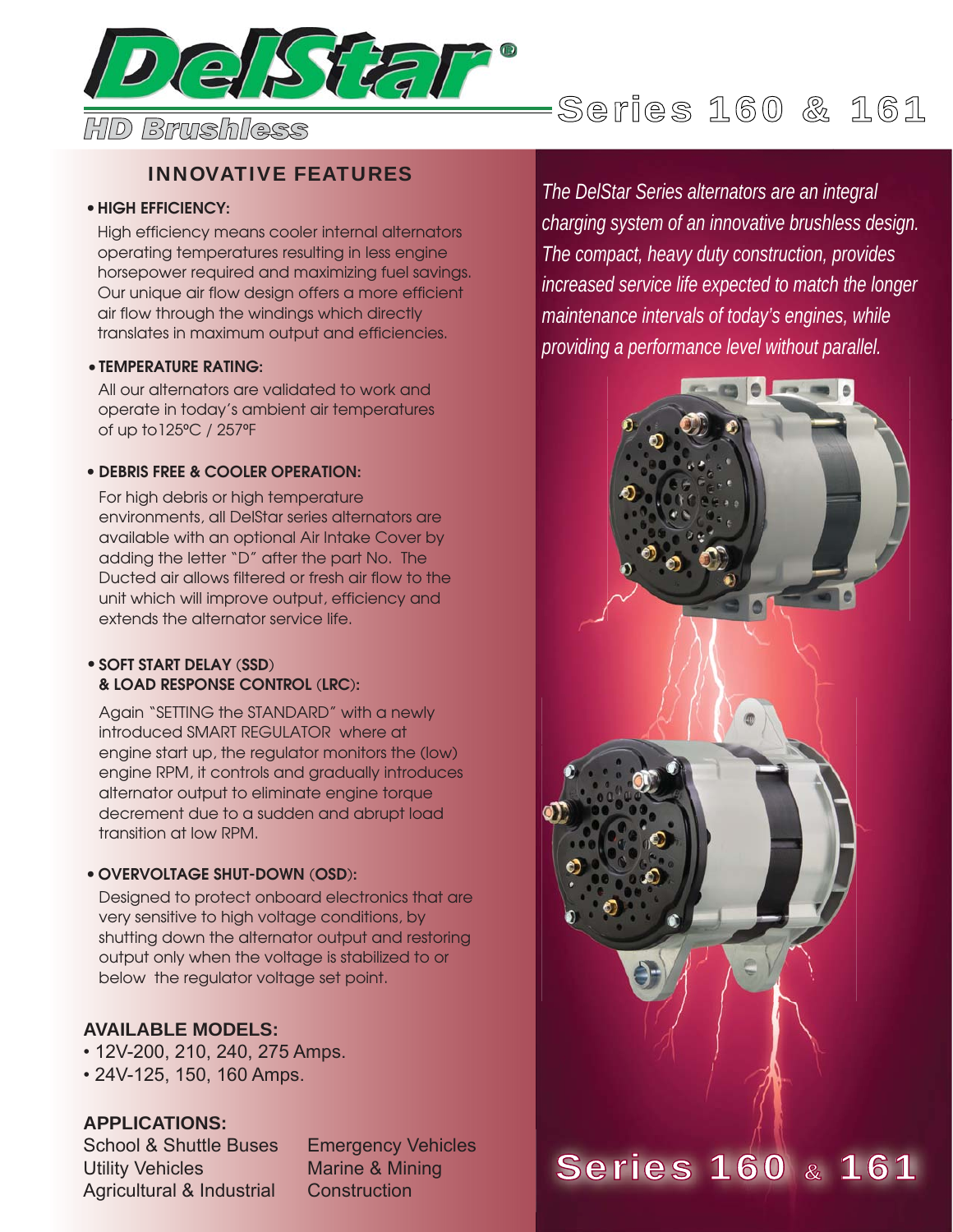# DelStar®

## HD Brushless

# Series 160 & 161

## INNOVATIVE FEATURES

- **HIGH EFFICIENCY:**

  High efficiency means cooler internal alternators operating temperatures resulting in less engine horsepower required and maximizing fuel savings. Our unique air flow design offers a more efficient air flow through the windings which directly translates in maximum output and efficiencies.

- **TEMPERATURE RATING:**

  All our alternators are validated to work and operate in today's ambient air temperatures of up to125ºC / 257ºF

- **DEBRIS FREE & COOLER OPERATION:**

  For high debris or high temperature environments, all DelStar series alternators are available with an optional Air Intake Cover by adding the letter "D" after the part No. The Ducted air allows filtered or fresh air flow to the unit which will improve output, efficiency and extends the alternator service life.

- **SOFT START DELAY (SSD) & LOAD RESPONSE CONTROL (LRC):**

  Again "SETTING the STANDARD" with a newly introduced SMART REGULATOR where at engine start up, the regulator monitors the (low) engine RPM, it controls and gradually introduces alternator output to eliminate engine torque decrement due to a sudden and abrupt load transition at low RPM.

- **OVERVOLTAGE SHUT-DOWN (OSD):**

  Designed to protect onboard electronics that are very sensitive to high voltage conditions, by shutting down the alternator output and restoring output only when the voltage is stabilized to or below the regulator voltage set point.

### AVAILABLE MODELS:

- 12V-200, 210, 240, 275 Amps.
- 24V-125, 150, 160 Amps.

### APPLICATIONS:

School & Shuttle Buses
Utility Vehicles
Agricultural & Industrial
Emergency Vehicles
Marine & Mining
Construction

*The DelStar Series alternators are an integral charging system of an innovative brushless design. The compact, heavy duty construction, provides increased service life expected to match the longer maintenance intervals of today's engines, while providing a performance level without parallel.*

# Series 160 & 161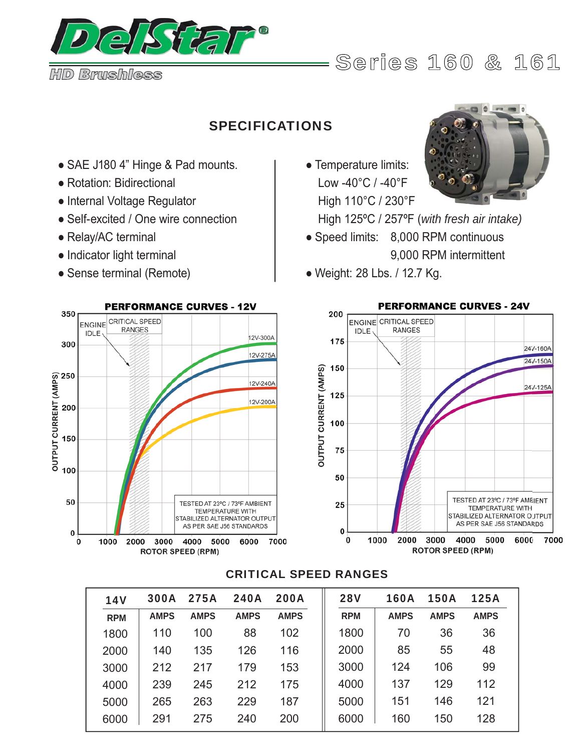# DelStar®

HD Brushless

## Series 160 & 161

### SPECIFICATIONS

- SAE J180 4" Hinge & Pad mounts.
- Rotation: Bidirectional
- Internal Voltage Regulator
- Self-excited / One wire connection
- Relay/AC terminal
- Indicator light terminal
- Sense terminal (Remote)

- Temperature limits:
  Low -40°C / -40°F
  High 110°C / 230°F
  High 125ºC / 257ºF (*with fresh air intake*)
- Speed limits: 8,000 RPM continuous
  9,000 RPM intermittent
- Weight: 28 Lbs. / 12.7 Kg.

**PERFORMANCE CURVES - 12V**

ENGINE IDLE — CRITICAL SPEED RANGES

12V-300A, 12V-275A, 12V-240A, 12V-200A

OUTPUT CURRENT (AMPS) vs. ROTOR SPEED (RPM)

TESTED AT 23ºC / 73ºF AMBIENT TEMPERATURE WITH STABILIZED ALTERNATOR OUTPUT AS PER SAE J56 STANDARDS

**PERFORMANCE CURVES - 24V**

ENGINE IDLE — CRITICAL SPEED RANGES

24V-160A, 24V-150A, 24V-125A

OUTPUT CURRENT (AMPS) vs. ROTOR SPEED (RPM)

TESTED AT 23ºC / 73ºF AMBIENT TEMPERATURE WITH STABILIZED ALTERNATOR OUTPUT AS PER SAE J56 STANDARDS

### CRITICAL SPEED RANGES

| 14V | 300A | 275A | 240A | 200A | 28V | 160A | 150A | 125A |
|---|---|---|---|---|---|---|---|---|
| RPM | AMPS | AMPS | AMPS | AMPS | RPM | AMPS | AMPS | AMPS |
| 1800 | 110 | 100 | 88 | 102 | 1800 | 70 | 36 | 36 |
| 2000 | 140 | 135 | 126 | 116 | 2000 | 85 | 55 | 48 |
| 3000 | 212 | 217 | 179 | 153 | 3000 | 124 | 106 | 99 |
| 4000 | 239 | 245 | 212 | 175 | 4000 | 137 | 129 | 112 |
| 5000 | 265 | 263 | 229 | 187 | 5000 | 151 | 146 | 121 |
| 6000 | 291 | 275 | 240 | 200 | 6000 | 160 | 150 | 128 |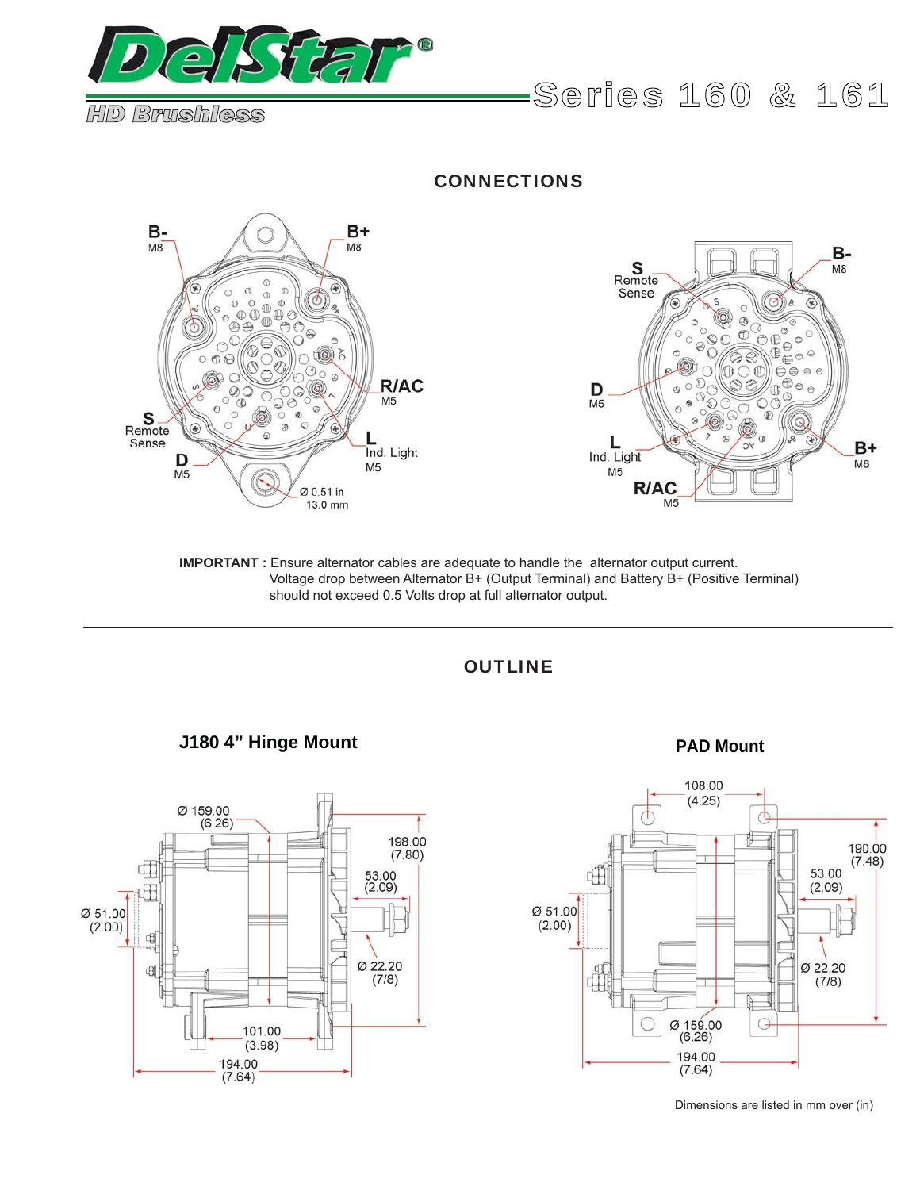# DelStar®

**HD Brushless**

## Series 160 & 161

## CONNECTIONS

B- M8

B+ M8

R/AC M5

S Remote Sense

D M5

L Ind. Light M5

Ø 0.51 in 13.0 mm

S Remote Sense

B- M8

D M5

L Ind. Light M5

R/AC M5

B+ M8

**IMPORTANT :** Ensure alternator cables are adequate to handle the alternator output current. Voltage drop between Alternator B+ (Output Terminal) and Battery B+ (Positive Terminal) should not exceed 0.5 Volts drop at full alternator output.

---

## OUTLINE

### J180 4" Hinge Mount

Ø 159.00 (6.26)

198.00 (7.80)

53.00 (2.09)

Ø 51.00 (2.00)

Ø 22.20 (7/8)

101.00 (3.98)

194.00 (7.64)

### PAD Mount

108.00 (4.25)

190.00 (7.48)

53.00 (2.09)

Ø 51.00 (2.00)

Ø 22.20 (7/8)

Ø 159.00 (6.26)

194.00 (7.64)

Dimensions are listed in mm over (in)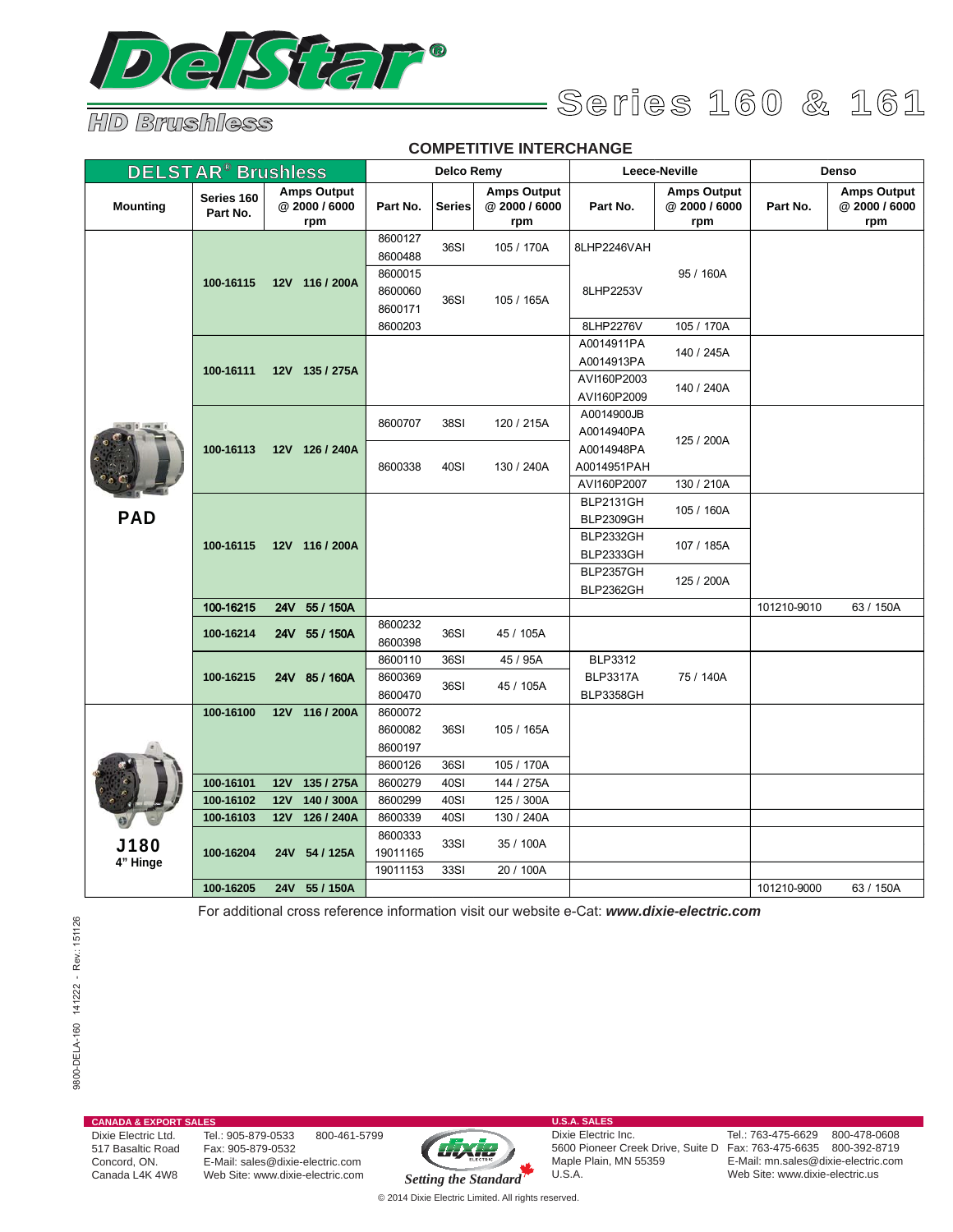# DelStar®

## HD Brushless

## Series 160 & 161

### COMPETITIVE INTERCHANGE

| DELSTAR® Brushless | | | Delco Remy | | | Leece-Neville | | Denso | |
|---|---|---|---|---|---|---|---|---|---|
| Mounting | Series 160 Part No. | Amps Output @ 2000 / 6000 rpm | Part No. | Series | Amps Output @ 2000 / 6000 rpm | Part No. | Amps Output @ 2000 / 6000 rpm | Part No. | Amps Output @ 2000 / 6000 rpm |
| PAD | 100-16115 | 12V 116 / 200A | 8600127 8600488 | 36SI | 105 / 170A | 8LHP2246VAH | 95 / 160A | | |
| | | | 8600015 8600060 8600171 8600203 | 36SI | 105 / 165A | 8LHP2253V | 95 / 160A | | |
| | | | | | | 8LHP2276V | 105 / 170A | | |
| | 100-16111 | 12V 135 / 275A | | | | A0014911PA A0014913PA | 140 / 245A | | |
| | | | | | | AVI160P2003 AVI160P2009 | 140 / 240A | | |
| | 100-16113 | 12V 126 / 240A | 8600707 | 38SI | 120 / 215A | A0014900JB A0014940PA A0014948PA A0014951PAH | 125 / 200A | | |
| | | | 8600338 | 40SI | 130 / 240A | | | | |
| | | | | | | AVI160P2007 | 130 / 210A | | |
| | 100-16115 | 12V 116 / 200A | | | | BLP2131GH BLP2309GH | 105 / 160A | | |
| | | | | | | BLP2332GH BLP2333GH | 107 / 185A | | |
| | | | | | | BLP2357GH BLP2362GH | 125 / 200A | | |
| | 100-16215 | 24V 55 / 150A | | | | | | 101210-9010 | 63 / 150A |
| | 100-16214 | 24V 55 / 150A | 8600232 8600398 | 36SI | 45 / 105A | | | | |
| | 100-16215 | 24V 85 / 160A | 8600110 | 36SI | 45 / 95A | BLP3312 BLP3317A BLP3358GH | 75 / 140A | | |
| | | | 8600369 8600470 | 36SI | 45 / 105A | | | | |
| J180 4" Hinge | 100-16100 | 12V 116 / 200A | 8600072 8600082 8600197 | 36SI | 105 / 165A | | | | |
| | | | 8600126 | 36SI | 105 / 170A | | | | |
| | 100-16101 | 12V 135 / 275A | 8600279 | 40SI | 144 / 275A | | | | |
| | 100-16102 | 12V 140 / 300A | 8600299 | 40SI | 125 / 300A | | | | |
| | 100-16103 | 12V 126 / 240A | 8600339 | 40SI | 130 / 240A | | | | |
| | 100-16204 | 24V 54 / 125A | 8600333 19011165 | 33SI | 35 / 100A | | | | |
| | | | 19011153 | 33SI | 20 / 100A | | | | |
| | 100-16205 | 24V 55 / 150A | | | | | | 101210-9000 | 63 / 150A |

For additional cross reference information visit our website e-Cat: ***www.dixie-electric.com***

9800-DELA-160 141222 - Rev.: 151126

**CANADA & EXPORT SALES**

Dixie Electric Ltd.
517 Basaltic Road
Concord, ON.
Canada L4K 4W8

Tel.: 905-879-0533 800-461-5799
Fax: 905-879-0532
E-Mail: sales@dixie-electric.com
Web Site: www.dixie-electric.com

*Setting the Standard*

**U.S.A. SALES**

Dixie Electric Inc.
5600 Pioneer Creek Drive, Suite D
Maple Plain, MN 55359
U.S.A.

Tel.: 763-475-6629 800-478-0608
Fax: 763-475-6635 800-392-8719
E-Mail: mn.sales@dixie-electric.com
Web Site: www.dixie-electric.us

© 2014 Dixie Electric Limited. All rights reserved.